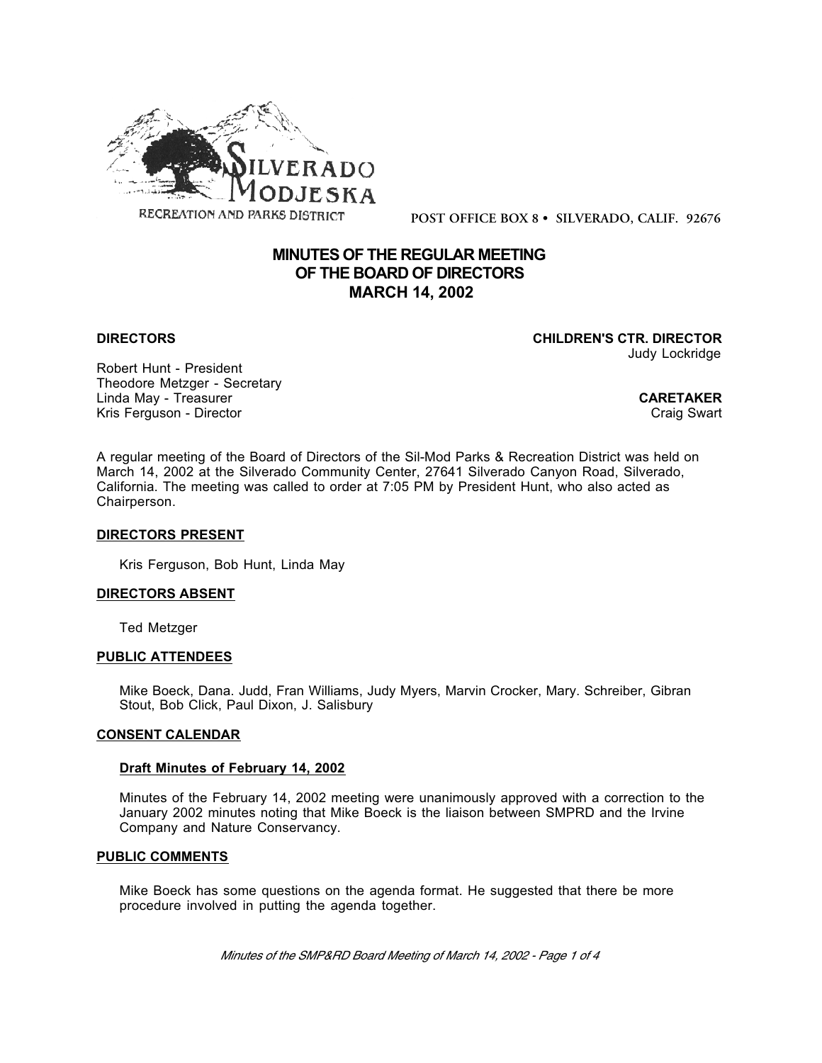SILVERADO MODJESKA

RECREATION AND PARKS DISTRICT

POST OFFICE BOX 8 • SILVERADO, CALIF. 92676

# MINUTES OF THE REGULAR MEETING OF THE BOARD OF DIRECTORS MARCH 14, 2002

**DIRECTORS**

Robert Hunt - President
Theodore Metzger - Secretary
Linda May - Treasurer
Kris Ferguson - Director

**CHILDREN'S CTR. DIRECTOR**
Judy Lockridge

**CARETAKER**
Craig Swart

A regular meeting of the Board of Directors of the Sil-Mod Parks & Recreation District was held on March 14, 2002 at the Silverado Community Center, 27641 Silverado Canyon Road, Silverado, California. The meeting was called to order at 7:05 PM by President Hunt, who also acted as Chairperson.

## DIRECTORS PRESENT

Kris Ferguson, Bob Hunt, Linda May

## DIRECTORS ABSENT

Ted Metzger

## PUBLIC ATTENDEES

Mike Boeck, Dana. Judd, Fran Williams, Judy Myers, Marvin Crocker, Mary. Schreiber, Gibran Stout, Bob Click, Paul Dixon, J. Salisbury

## CONSENT CALENDAR

### Draft Minutes of February 14, 2002

Minutes of the February 14, 2002 meeting were unanimously approved with a correction to the January 2002 minutes noting that Mike Boeck is the liaison between SMPRD and the Irvine Company and Nature Conservancy.

## PUBLIC COMMENTS

Mike Boeck has some questions on the agenda format. He suggested that there be more procedure involved in putting the agenda together.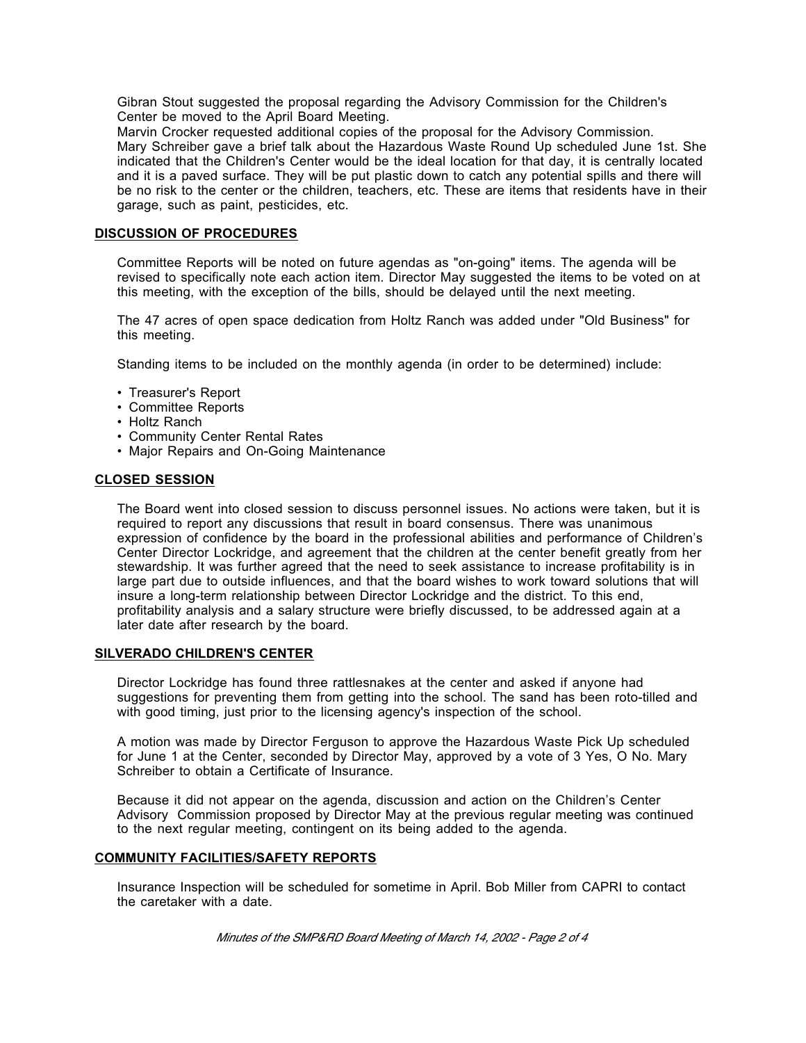Gibran Stout suggested the proposal regarding the Advisory Commission for the Children's Center be moved to the April Board Meeting.

Marvin Crocker requested additional copies of the proposal for the Advisory Commission.

Mary Schreiber gave a brief talk about the Hazardous Waste Round Up scheduled June 1st. She indicated that the Children's Center would be the ideal location for that day, it is centrally located and it is a paved surface. They will be put plastic down to catch any potential spills and there will be no risk to the center or the children, teachers, etc. These are items that residents have in their garage, such as paint, pesticides, etc.

## DISCUSSION OF PROCEDURES

Committee Reports will be noted on future agendas as "on-going" items. The agenda will be revised to specifically note each action item. Director May suggested the items to be voted on at this meeting, with the exception of the bills, should be delayed until the next meeting.

The 47 acres of open space dedication from Holtz Ranch was added under "Old Business" for this meeting.

Standing items to be included on the monthly agenda (in order to be determined) include:

- Treasurer's Report
- Committee Reports
- Holtz Ranch
- Community Center Rental Rates
- Major Repairs and On-Going Maintenance

## CLOSED SESSION

The Board went into closed session to discuss personnel issues. No actions were taken, but it is required to report any discussions that result in board consensus. There was unanimous expression of confidence by the board in the professional abilities and performance of Children's Center Director Lockridge, and agreement that the children at the center benefit greatly from her stewardship. It was further agreed that the need to seek assistance to increase profitability is in large part due to outside influences, and that the board wishes to work toward solutions that will insure a long-term relationship between Director Lockridge and the district. To this end, profitability analysis and a salary structure were briefly discussed, to be addressed again at a later date after research by the board.

## SILVERADO CHILDREN'S CENTER

Director Lockridge has found three rattlesnakes at the center and asked if anyone had suggestions for preventing them from getting into the school. The sand has been roto-tilled and with good timing, just prior to the licensing agency's inspection of the school.

A motion was made by Director Ferguson to approve the Hazardous Waste Pick Up scheduled for June 1 at the Center, seconded by Director May, approved by a vote of 3 Yes, O No. Mary Schreiber to obtain a Certificate of Insurance.

Because it did not appear on the agenda, discussion and action on the Children's Center Advisory Commission proposed by Director May at the previous regular meeting was continued to the next regular meeting, contingent on its being added to the agenda.

## COMMUNITY FACILITIES/SAFETY REPORTS

Insurance Inspection will be scheduled for sometime in April. Bob Miller from CAPRI to contact the caretaker with a date.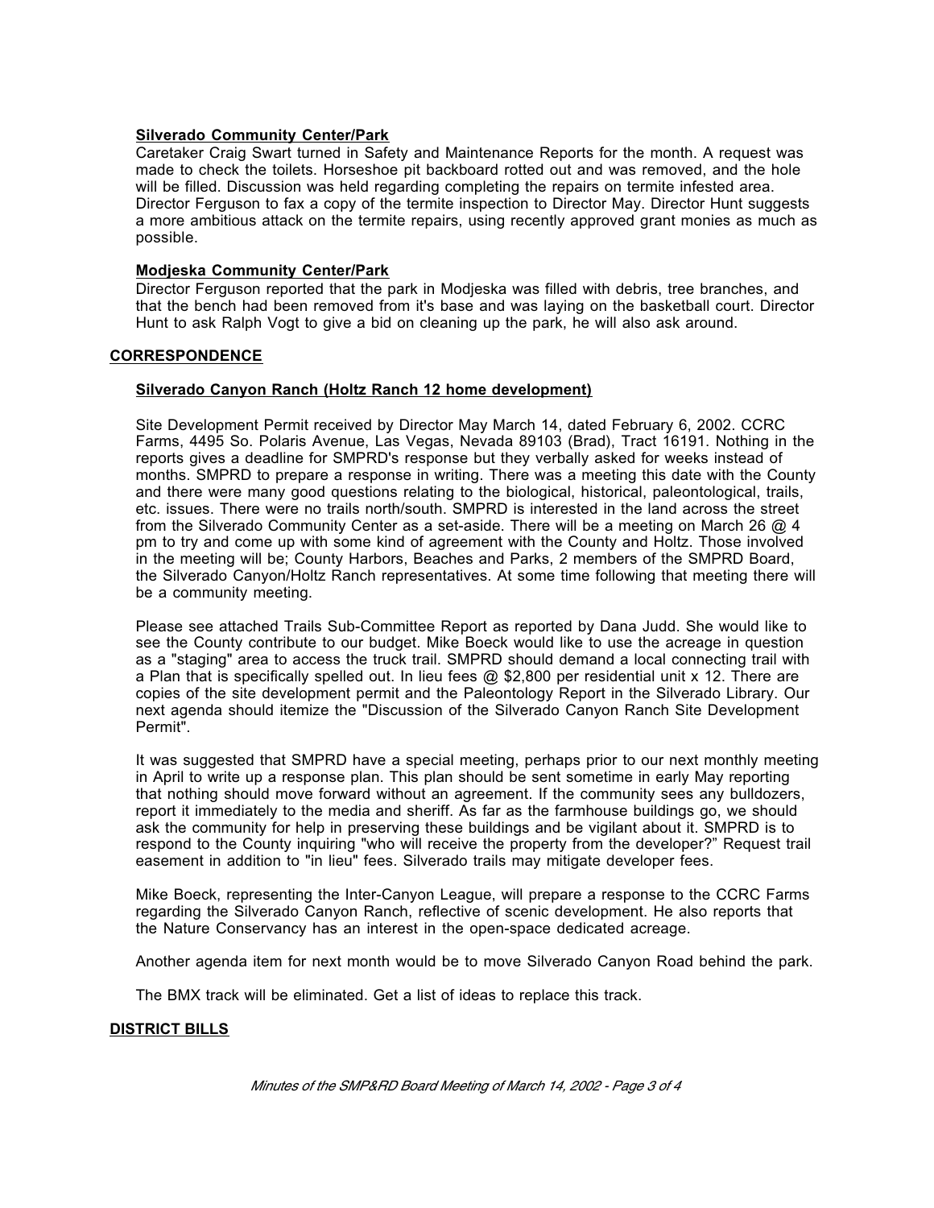### Silverado Community Center/Park

Caretaker Craig Swart turned in Safety and Maintenance Reports for the month. A request was made to check the toilets. Horseshoe pit backboard rotted out and was removed, and the hole will be filled. Discussion was held regarding completing the repairs on termite infested area. Director Ferguson to fax a copy of the termite inspection to Director May. Director Hunt suggests a more ambitious attack on the termite repairs, using recently approved grant monies as much as possible.

### Modjeska Community Center/Park

Director Ferguson reported that the park in Modjeska was filled with debris, tree branches, and that the bench had been removed from it's base and was laying on the basketball court. Director Hunt to ask Ralph Vogt to give a bid on cleaning up the park, he will also ask around.

## CORRESPONDENCE

### Silverado Canyon Ranch (Holtz Ranch 12 home development)

Site Development Permit received by Director May March 14, dated February 6, 2002. CCRC Farms, 4495 So. Polaris Avenue, Las Vegas, Nevada 89103 (Brad), Tract 16191. Nothing in the reports gives a deadline for SMPRD's response but they verbally asked for weeks instead of months. SMPRD to prepare a response in writing. There was a meeting this date with the County and there were many good questions relating to the biological, historical, paleontological, trails, etc. issues. There were no trails north/south. SMPRD is interested in the land across the street from the Silverado Community Center as a set-aside. There will be a meeting on March 26 @ 4 pm to try and come up with some kind of agreement with the County and Holtz. Those involved in the meeting will be; County Harbors, Beaches and Parks, 2 members of the SMPRD Board, the Silverado Canyon/Holtz Ranch representatives. At some time following that meeting there will be a community meeting.

Please see attached Trails Sub-Committee Report as reported by Dana Judd. She would like to see the County contribute to our budget. Mike Boeck would like to use the acreage in question as a "staging" area to access the truck trail. SMPRD should demand a local connecting trail with a Plan that is specifically spelled out. In lieu fees @ $2,800 per residential unit x 12. There are copies of the site development permit and the Paleontology Report in the Silverado Library. Our next agenda should itemize the "Discussion of the Silverado Canyon Ranch Site Development Permit".

It was suggested that SMPRD have a special meeting, perhaps prior to our next monthly meeting in April to write up a response plan. This plan should be sent sometime in early May reporting that nothing should move forward without an agreement. If the community sees any bulldozers, report it immediately to the media and sheriff. As far as the farmhouse buildings go, we should ask the community for help in preserving these buildings and be vigilant about it. SMPRD is to respond to the County inquiring "who will receive the property from the developer?" Request trail easement in addition to "in lieu" fees. Silverado trails may mitigate developer fees.

Mike Boeck, representing the Inter-Canyon League, will prepare a response to the CCRC Farms regarding the Silverado Canyon Ranch, reflective of scenic development. He also reports that the Nature Conservancy has an interest in the open-space dedicated acreage.

Another agenda item for next month would be to move Silverado Canyon Road behind the park.

The BMX track will be eliminated. Get a list of ideas to replace this track.

## DISTRICT BILLS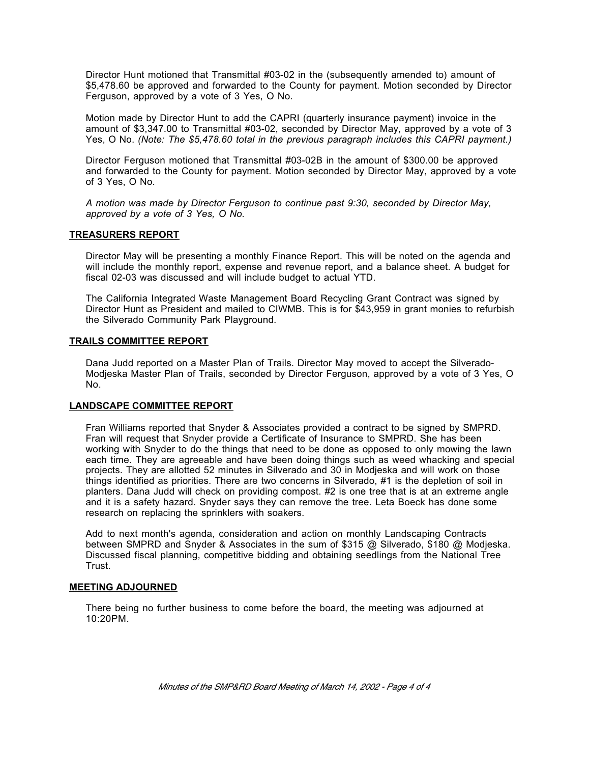Director Hunt motioned that Transmittal #03-02 in the (subsequently amended to) amount of $5,478.60 be approved and forwarded to the County for payment. Motion seconded by Director Ferguson, approved by a vote of 3 Yes, O No.

Motion made by Director Hunt to add the CAPRI (quarterly insurance payment) invoice in the amount of $3,347.00 to Transmittal #03-02, seconded by Director May, approved by a vote of 3 Yes, O No. *(Note: The $5,478.60 total in the previous paragraph includes this CAPRI payment.)*

Director Ferguson motioned that Transmittal #03-02B in the amount of $300.00 be approved and forwarded to the County for payment. Motion seconded by Director May, approved by a vote of 3 Yes, O No.

*A motion was made by Director Ferguson to continue past 9:30, seconded by Director May, approved by a vote of 3 Yes, O No.*

**TREASURERS REPORT**

Director May will be presenting a monthly Finance Report. This will be noted on the agenda and will include the monthly report, expense and revenue report, and a balance sheet. A budget for fiscal 02-03 was discussed and will include budget to actual YTD.

The California Integrated Waste Management Board Recycling Grant Contract was signed by Director Hunt as President and mailed to CIWMB. This is for $43,959 in grant monies to refurbish the Silverado Community Park Playground.

**TRAILS COMMITTEE REPORT**

Dana Judd reported on a Master Plan of Trails. Director May moved to accept the Silverado-Modjeska Master Plan of Trails, seconded by Director Ferguson, approved by a vote of 3 Yes, O No.

**LANDSCAPE COMMITTEE REPORT**

Fran Williams reported that Snyder & Associates provided a contract to be signed by SMPRD. Fran will request that Snyder provide a Certificate of Insurance to SMPRD. She has been working with Snyder to do the things that need to be done as opposed to only mowing the lawn each time. They are agreeable and have been doing things such as weed whacking and special projects. They are allotted 52 minutes in Silverado and 30 in Modjeska and will work on those things identified as priorities. There are two concerns in Silverado, #1 is the depletion of soil in planters. Dana Judd will check on providing compost. #2 is one tree that is at an extreme angle and it is a safety hazard. Snyder says they can remove the tree. Leta Boeck has done some research on replacing the sprinklers with soakers.

Add to next month's agenda, consideration and action on monthly Landscaping Contracts between SMPRD and Snyder & Associates in the sum of $315 @ Silverado, $180 @ Modjeska. Discussed fiscal planning, competitive bidding and obtaining seedlings from the National Tree Trust.

**MEETING ADJOURNED**

There being no further business to come before the board, the meeting was adjourned at 10:20PM.